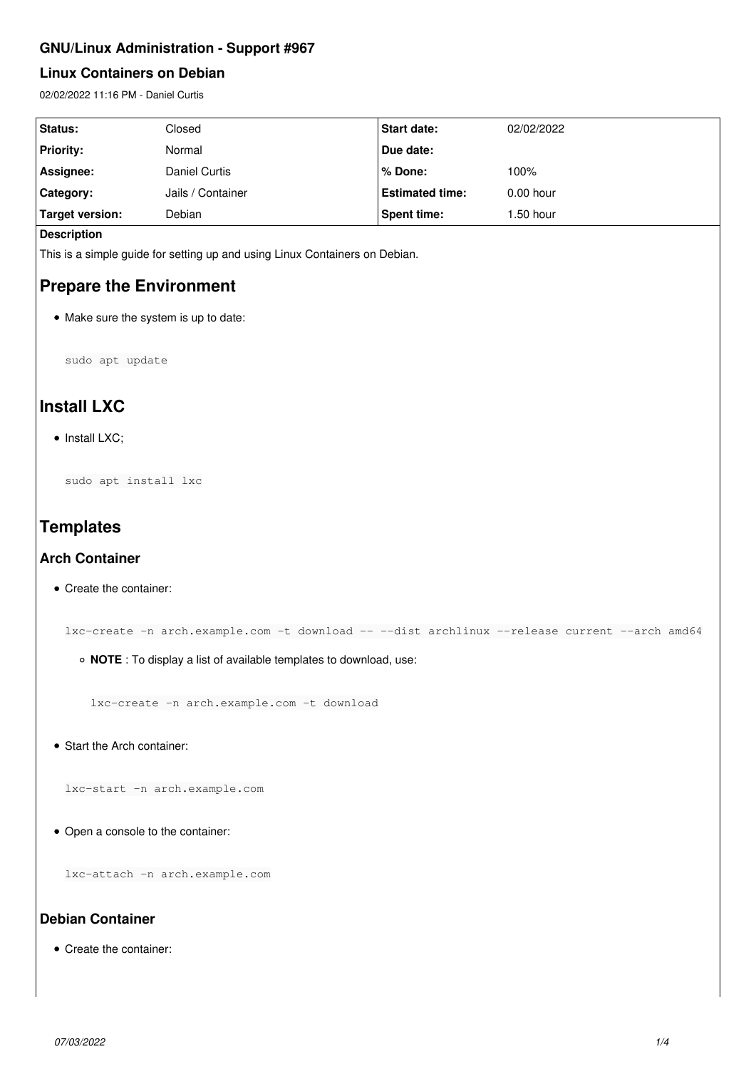# GNU/Linux Administration - Support #967

## Linux Containers on Debian

02/02/2022 11:16 PM - Daniel Curtis

| Status: | Closed | Start date: | 02/02/2022 |
| --- | --- | --- | --- |
| Priority: | Normal | Due date: | |
| Assignee: | Daniel Curtis | % Done: | 100% |
| Category: | Jails / Container | Estimated time: | 0.00 hour |
| Target version: | Debian | Spent time: | 1.50 hour |

**Description**

This is a simple guide for setting up and using Linux Containers on Debian.

# Prepare the Environment

- Make sure the system is up to date:

```
sudo apt update
```

# Install LXC

- Install LXC;

```
sudo apt install lxc
```

# Templates

## Arch Container

- Create the container:

```
lxc-create -n arch.example.com -t download -- --dist archlinux --release current --arch amd64
```

  - **NOTE** : To display a list of available templates to download, use:

    ```
    lxc-create -n arch.example.com -t download
    ```

- Start the Arch container:

```
lxc-start -n arch.example.com
```

- Open a console to the container:

```
lxc-attach -n arch.example.com
```

## Debian Container

- Create the container: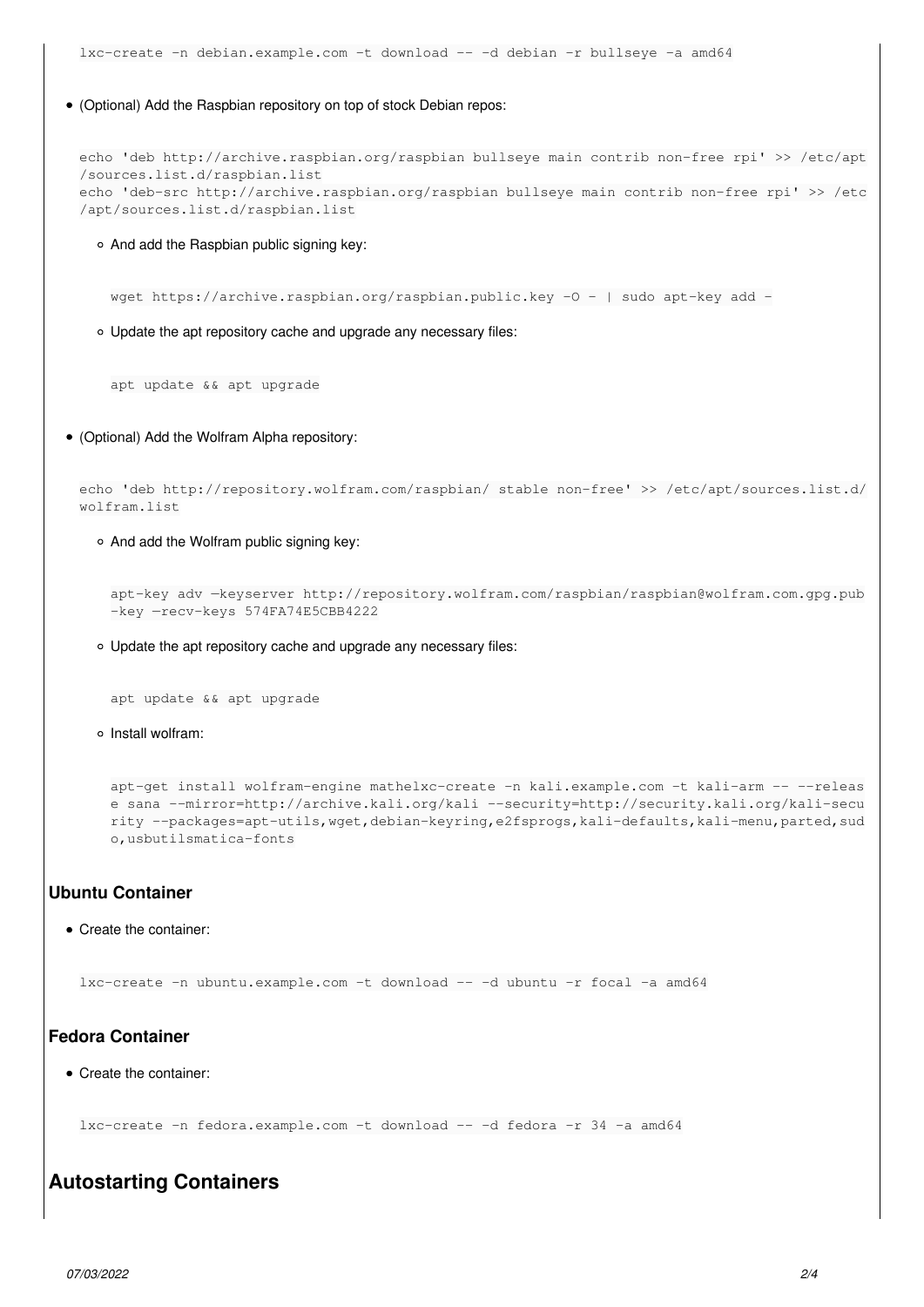```
lxc-create -n debian.example.com -t download -- -d debian -r bullseye -a amd64
```

- (Optional) Add the Raspbian repository on top of stock Debian repos:

```
echo 'deb http://archive.raspbian.org/raspbian bullseye main contrib non-free rpi' >> /etc/apt/sources.list.d/raspbian.list
echo 'deb-src http://archive.raspbian.org/raspbian bullseye main contrib non-free rpi' >> /etc/apt/sources.list.d/raspbian.list
```

  - And add the Raspbian public signing key:

    ```
    wget https://archive.raspbian.org/raspbian.public.key -O - | sudo apt-key add -
    ```

  - Update the apt repository cache and upgrade any necessary files:

    ```
    apt update && apt upgrade
    ```

- (Optional) Add the Wolfram Alpha repository:

```
echo 'deb http://repository.wolfram.com/raspbian/ stable non-free' >> /etc/apt/sources.list.d/wolfram.list
```

  - And add the Wolfram public signing key:

    ```
    apt-key adv —keyserver http://repository.wolfram.com/raspbian/raspbian@wolfram.com.gpg.pub-key —recv-keys 574FA74E5CBB4222
    ```

  - Update the apt repository cache and upgrade any necessary files:

    ```
    apt update && apt upgrade
    ```

  - Install wolfram:

    ```
    apt-get install wolfram-engine mathelxc-create -n kali.example.com -t kali-arm -- --release sana --mirror=http://archive.kali.org/kali --security=http://security.kali.org/kali-security --packages=apt-utils,wget,debian-keyring,e2fsprogs,kali-defaults,kali-menu,parted,sudo,usbutilsmatica-fonts
    ```

### Ubuntu Container

- Create the container:

```
lxc-create -n ubuntu.example.com -t download -- -d ubuntu -r focal -a amd64
```

### Fedora Container

- Create the container:

```
lxc-create -n fedora.example.com -t download -- -d fedora -r 34 -a amd64
```

## Autostarting Containers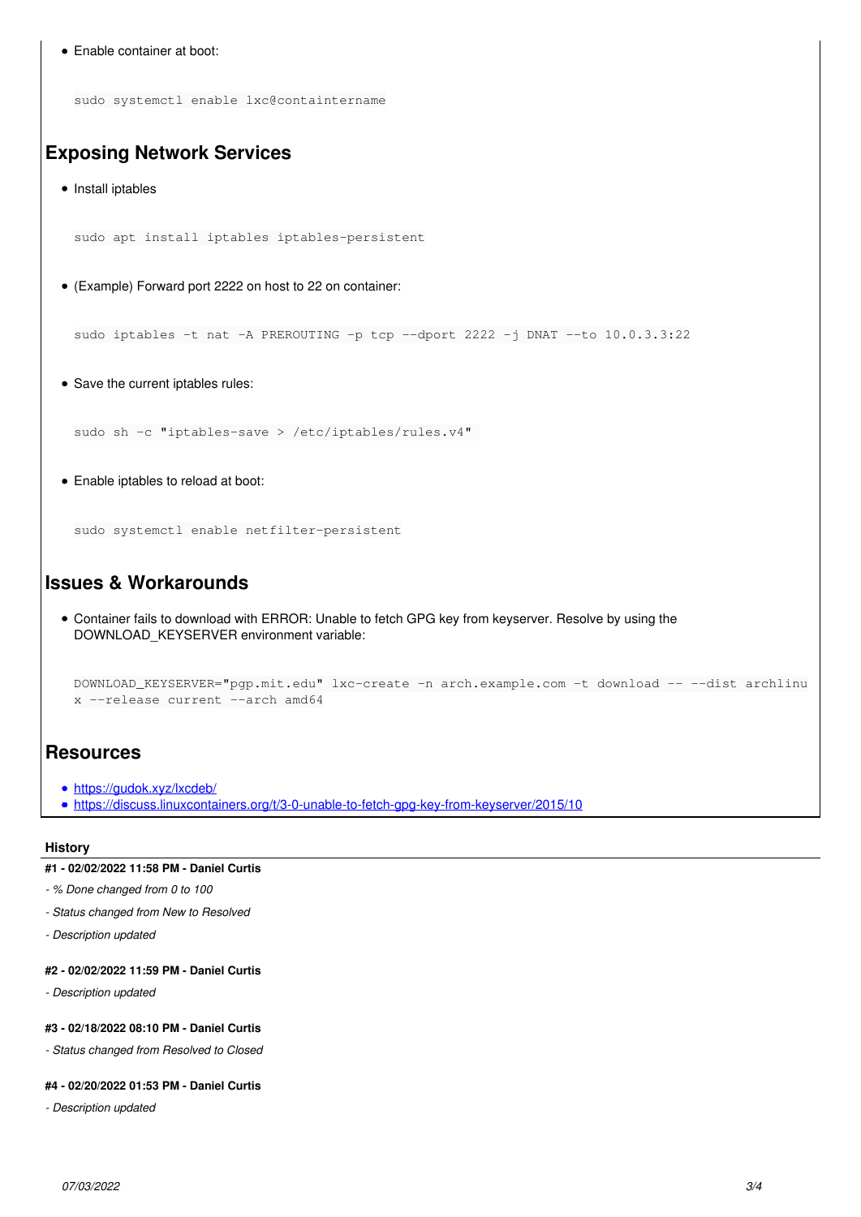- Enable container at boot:

```
sudo systemctl enable lxc@containtername
```

## Exposing Network Services

- Install iptables

```
sudo apt install iptables iptables-persistent
```

- (Example) Forward port 2222 on host to 22 on container:

```
sudo iptables -t nat -A PREROUTING -p tcp --dport 2222 -j DNAT --to 10.0.3.3:22
```

- Save the current iptables rules:

```
sudo sh -c "iptables-save > /etc/iptables/rules.v4"
```

- Enable iptables to reload at boot:

```
sudo systemctl enable netfilter-persistent
```

## Issues & Workarounds

- Container fails to download with ERROR: Unable to fetch GPG key from keyserver. Resolve by using the DOWNLOAD_KEYSERVER environment variable:

```
DOWNLOAD_KEYSERVER="pgp.mit.edu" lxc-create -n arch.example.com -t download -- --dist archlinux --release current --arch amd64
```

## Resources

- https://gudok.xyz/lxcdeb/
- https://discuss.linuxcontainers.org/t/3-0-unable-to-fetch-gpg-key-from-keyserver/2015/10

### History

**#1 - 02/02/2022 11:58 PM - Daniel Curtis**

*- % Done changed from 0 to 100*

*- Status changed from New to Resolved*

*- Description updated*

**#2 - 02/02/2022 11:59 PM - Daniel Curtis**

*- Description updated*

**#3 - 02/18/2022 08:10 PM - Daniel Curtis**

*- Status changed from Resolved to Closed*

**#4 - 02/20/2022 01:53 PM - Daniel Curtis**

*- Description updated*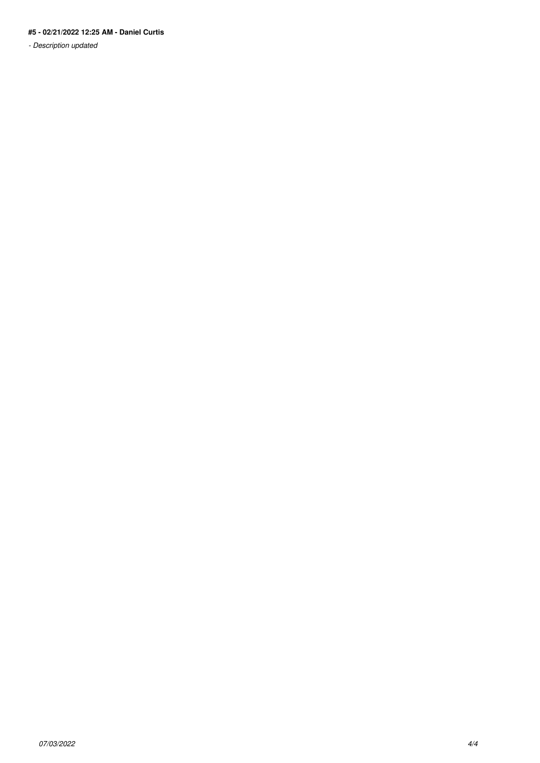**#5 - 02/21/2022 12:25 AM - Daniel Curtis**

*- Description updated*